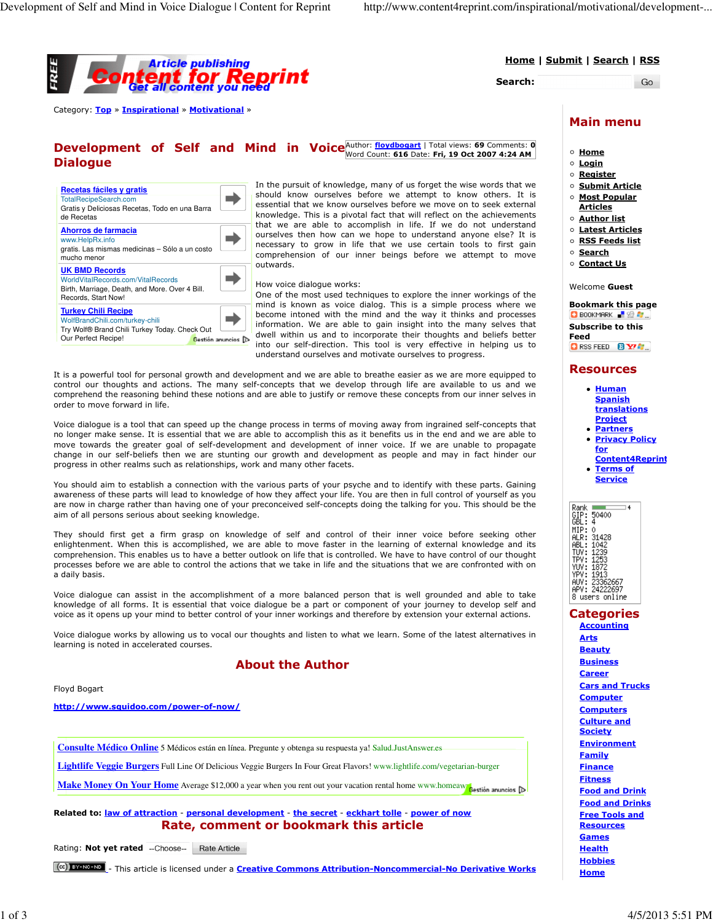Home | Submit | Search | RSS

Search: Go

Category: Top » Inspirational » Motivational »

# Development of Self and Mind in Voice Dialogue

Author: floydbogart | Total views: **69** Comments: **0**
Word Count: **616** Date: **Fri, 19 Oct 2007 4:24 AM**

**Recetas fáciles y gratis**
TotalRecipeSearch.com
Gratis y Deliciosas Recetas, Todo en una Barra de Recetas

**Ahorros de farmacia**
www.HelpRx.info
gratis. Las mismas medicinas – Sólo a un costo mucho menor

**UK BMD Records**
WorldVitalRecords.com/VitalRecords
Birth, Marriage, Death, and More. Over 4 Bill. Records, Start Now!

**Turkey Chili Recipe**
WolfBrandChili.com/turkey-chili
Try Wolf® Brand Chili Turkey Today. Check Out Our Perfect Recipe!

Gestión anuncios

In the pursuit of knowledge, many of us forget the wise words that we should know ourselves before we attempt to know others. It is essential that we know ourselves before we move on to seek external knowledge. This is a pivotal fact that will reflect on the achievements that we are able to accomplish in life. If we do not understand ourselves then how can we hope to understand anyone else? It is necessary to grow in life that we use certain tools to first gain comprehension of our inner beings before we attempt to move outwards.

How voice dialogue works:
One of the most used techniques to explore the inner workings of the mind is known as voice dialog. This is a simple process where we become intoned with the mind and the way it thinks and processes information. We are able to gain insight into the many selves that dwell within us and to incorporate their thoughts and beliefs better into our self-direction. This tool is very effective in helping us to understand ourselves and motivate ourselves to progress.

It is a powerful tool for personal growth and development and we are able to breathe easier as we are more equipped to control our thoughts and actions. The many self-concepts that we develop through life are available to us and we comprehend the reasoning behind these notions and are able to justify or remove these concepts from our inner selves in order to move forward in life.

Voice dialogue is a tool that can speed up the change process in terms of moving away from ingrained self-concepts that no longer make sense. It is essential that we are able to accomplish this as it benefits us in the end and we are able to move towards the greater goal of self-development and development of inner voice. If we are unable to propagate change in our self-beliefs then we are stunting our growth and development as people and may in fact hinder our progress in other realms such as relationships, work and many other facets.

You should aim to establish a connection with the various parts of your psyche and to identify with these parts. Gaining awareness of these parts will lead to knowledge of how they affect your life. You are then in full control of yourself as you are now in charge rather than having one of your preconceived self-concepts doing the talking for you. This should be the aim of all persons serious about seeking knowledge.

They should first get a firm grasp on knowledge of self and control of their inner voice before seeking other enlightenment. When this is accomplished, we are able to move faster in the learning of external knowledge and its comprehension. This enables us to have a better outlook on life that is controlled. We have to have control of our thought processes before we are able to control the actions that we take in life and the situations that we are confronted with on a daily basis.

Voice dialogue can assist in the accomplishment of a more balanced person that is well grounded and able to take knowledge of all forms. It is essential that voice dialogue be a part or component of your journey to develop self and voice as it opens up your mind to better control of your inner workings and therefore by extension your external actions.

Voice dialogue works by allowing us to vocal our thoughts and listen to what we learn. Some of the latest alternatives in learning is noted in accelerated courses.

## About the Author

Floyd Bogart

http://www.squidoo.com/power-of-now/

**Consulte Médico Online** 5 Médicos están en línea. Pregunte y obtenga su respuesta ya! Salud.JustAnswer.es

**Lightlife Veggie Burgers** Full Line Of Delicious Veggie Burgers In Four Great Flavors! www.lightlife.com/vegetarian-burger

**Make Money On Your Home** Average $12,000 a year when you rent out your vacation rental home www.homeaw...

Gestión anuncios

**Related to:** law of attraction - personal development - the secret - eckhart tolle - power of now

## Rate, comment or bookmark this article

Rating: **Not yet rated** --Choose-- Rate Article

This article is licensed under a Creative Commons Attribution-Noncommercial-No Derivative Works

## Main menu

- Home
- Login
- Register
- Submit Article
- Most Popular Articles
- Author list
- Latest Articles
- RSS Feeds list
- Search
- Contact Us

Welcome **Guest**

**Bookmark this page**

**Subscribe to this Feed**

## Resources

- Human Spanish translations Project
- Partners
- Privacy Policy for Content4Reprint
- Terms of Service

Rank 4
GIP: 50400
GBL: 4
MIP: 0
ALR: 31428
ABL: 1042
TUV: 1239
TPV: 1253
YUV: 1872
YPV: 1913
AUV: 23362667
APV: 24222697
8 users online

## Categories

- Accounting
- Arts
- Beauty
- Business
- Career
- Cars and Trucks
- Computer
- Computers
- Culture and Society
- Environment
- Family
- Finance
- Fitness
- Food and Drink
- Food and Drinks
- Free Tools and Resources
- Games
- Health
- Hobbies
- Home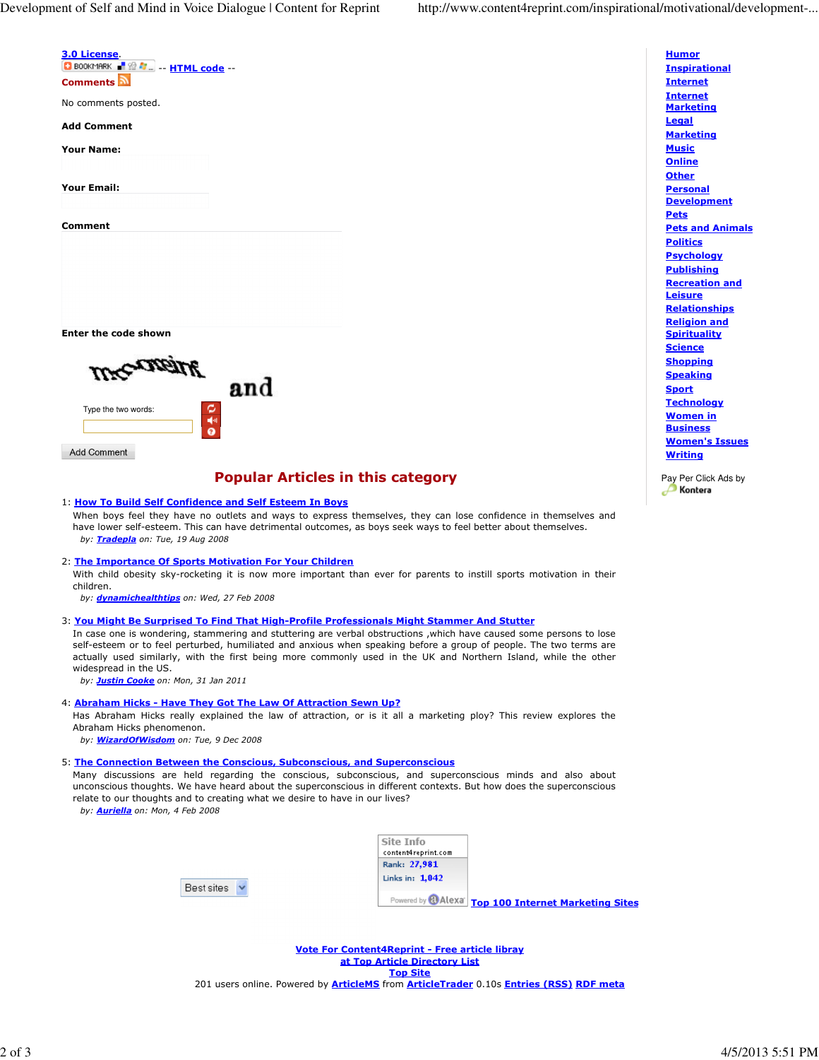3.0 License.

BOOKMARK -- HTML code --

**Comments**

No comments posted.

**Add Comment**

**Your Name:**

**Your Email:**

**Comment**

**Enter the code shown**

and

Type the two words:

Add Comment

## Popular Articles in this category

1: **How To Build Self Confidence and Self Esteem In Boys**
When boys feel they have no outlets and ways to express themselves, they can lose confidence in themselves and have lower self-esteem. This can have detrimental outcomes, as boys seek ways to feel better about themselves.
*by: Tradepla on: Tue, 19 Aug 2008*

2: **The Importance Of Sports Motivation For Your Children**
With child obesity sky-rocketing it is now more important than ever for parents to instill sports motivation in their children.
*by: dynamichealthtips on: Wed, 27 Feb 2008*

3: **You Might Be Surprised To Find That High-Profile Professionals Might Stammer And Stutter**
In case one is wondering, stammering and stuttering are verbal obstructions ,which have caused some persons to lose self-esteem or to feel perturbed, humiliated and anxious when speaking before a group of people. The two terms are actually used similarly, with the first being more commonly used in the UK and Northern Island, while the other widespread in the US.
*by: Justin Cooke on: Mon, 31 Jan 2011*

4: **Abraham Hicks - Have They Got The Law Of Attraction Sewn Up?**
Has Abraham Hicks really explained the law of attraction, or is it all a marketing ploy? This review explores the Abraham Hicks phenomenon.
*by: WizardOfWisdom on: Tue, 9 Dec 2008*

5: **The Connection Between the Conscious, Subconscious, and Superconscious**
Many discussions are held regarding the conscious, subconscious, and superconscious minds and also about unconscious thoughts. We have heard about the superconscious in different contexts. But how does the superconscious relate to our thoughts and to creating what we desire to have in our lives?
*by: Auriella on: Mon, 4 Feb 2008*

Best sites

Site Info
content4reprint.com
Rank: 27,981
Links in: 1,042
Powered by Alexa

Top 100 Internet Marketing Sites

Vote For Content4Reprint - Free article libray
at Top Article Directory List
Top Site

201 users online. Powered by ArticleMS from ArticleTrader 0.10s Entries (RSS) RDF meta

- Humor
- Inspirational
- Internet
- Internet Marketing
- Legal
- Marketing
- Music
- Online
- Other
- Personal Development
- Pets
- Pets and Animals
- Politics
- Psychology
- Publishing
- Recreation and Leisure
- Relationships
- Religion and Spirituality
- Science
- Shopping
- Speaking
- Sport
- Technology
- Women in Business
- Women's Issues
- Writing

Pay Per Click Ads by Kontera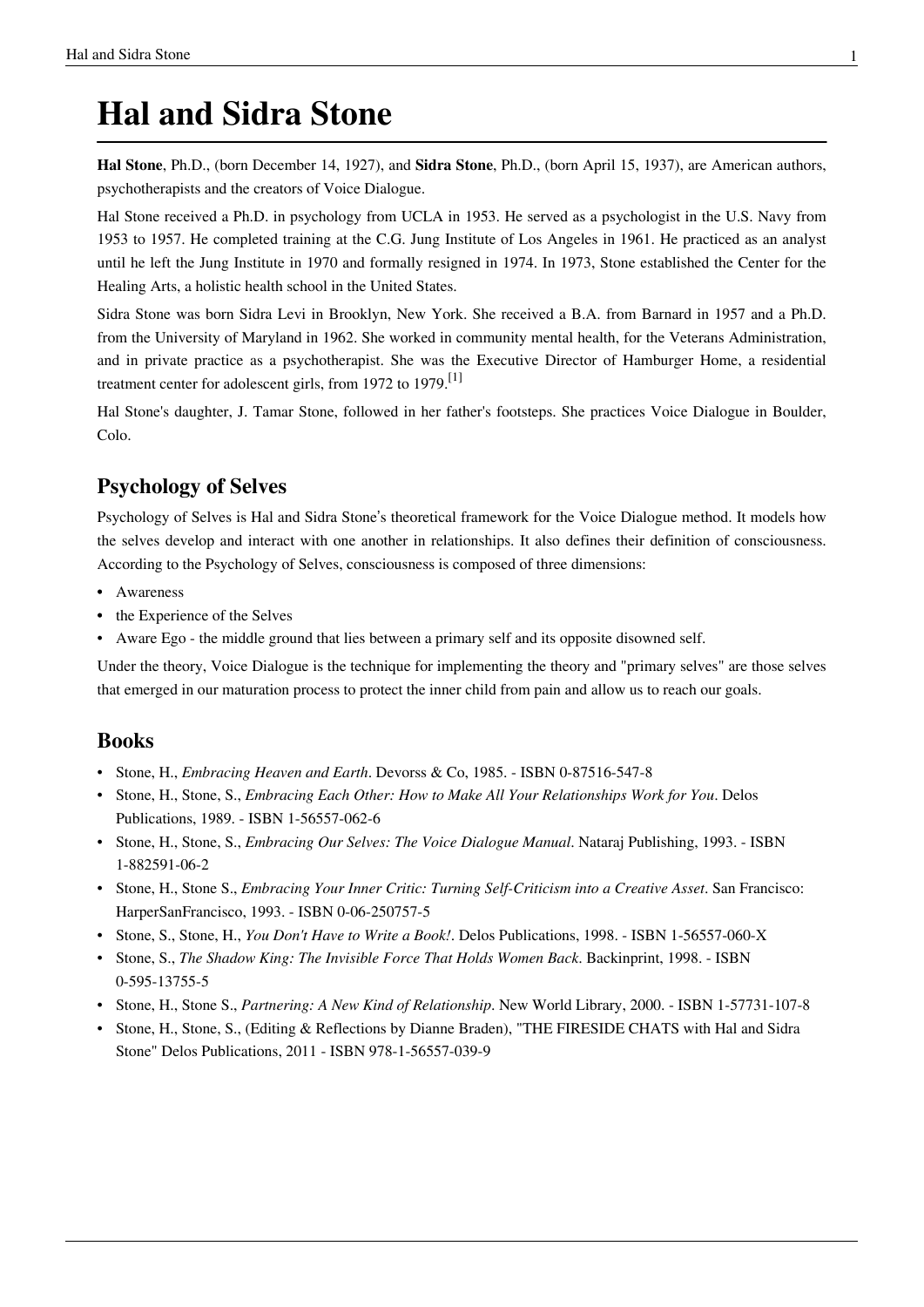# Hal and Sidra Stone

**Hal Stone**, Ph.D., (born December 14, 1927), and **Sidra Stone**, Ph.D., (born April 15, 1937), are American authors, psychotherapists and the creators of Voice Dialogue.

Hal Stone received a Ph.D. in psychology from UCLA in 1953. He served as a psychologist in the U.S. Navy from 1953 to 1957. He completed training at the C.G. Jung Institute of Los Angeles in 1961. He practiced as an analyst until he left the Jung Institute in 1970 and formally resigned in 1974. In 1973, Stone established the Center for the Healing Arts, a holistic health school in the United States.

Sidra Stone was born Sidra Levi in Brooklyn, New York. She received a B.A. from Barnard in 1957 and a Ph.D. from the University of Maryland in 1962. She worked in community mental health, for the Veterans Administration, and in private practice as a psychotherapist. She was the Executive Director of Hamburger Home, a residential treatment center for adolescent girls, from 1972 to 1979.[1]

Hal Stone's daughter, J. Tamar Stone, followed in her father's footsteps. She practices Voice Dialogue in Boulder, Colo.

## Psychology of Selves

Psychology of Selves is Hal and Sidra Stone's theoretical framework for the Voice Dialogue method. It models how the selves develop and interact with one another in relationships. It also defines their definition of consciousness. According to the Psychology of Selves, consciousness is composed of three dimensions:

- Awareness
- the Experience of the Selves
- Aware Ego - the middle ground that lies between a primary self and its opposite disowned self.

Under the theory, Voice Dialogue is the technique for implementing the theory and "primary selves" are those selves that emerged in our maturation process to protect the inner child from pain and allow us to reach our goals.

## Books

- Stone, H., *Embracing Heaven and Earth*. Devorss & Co, 1985. - ISBN 0-87516-547-8
- Stone, H., Stone, S., *Embracing Each Other: How to Make All Your Relationships Work for You*. Delos Publications, 1989. - ISBN 1-56557-062-6
- Stone, H., Stone, S., *Embracing Our Selves: The Voice Dialogue Manual*. Nataraj Publishing, 1993. - ISBN 1-882591-06-2
- Stone, H., Stone S., *Embracing Your Inner Critic: Turning Self-Criticism into a Creative Asset*. San Francisco: HarperSanFrancisco, 1993. - ISBN 0-06-250757-5
- Stone, S., Stone, H., *You Don't Have to Write a Book!*. Delos Publications, 1998. - ISBN 1-56557-060-X
- Stone, S., *The Shadow King: The Invisible Force That Holds Women Back*. Backinprint, 1998. - ISBN 0-595-13755-5
- Stone, H., Stone S., *Partnering: A New Kind of Relationship*. New World Library, 2000. - ISBN 1-57731-107-8
- Stone, H., Stone, S., (Editing & Reflections by Dianne Braden), "THE FIRESIDE CHATS with Hal and Sidra Stone" Delos Publications, 2011 - ISBN 978-1-56557-039-9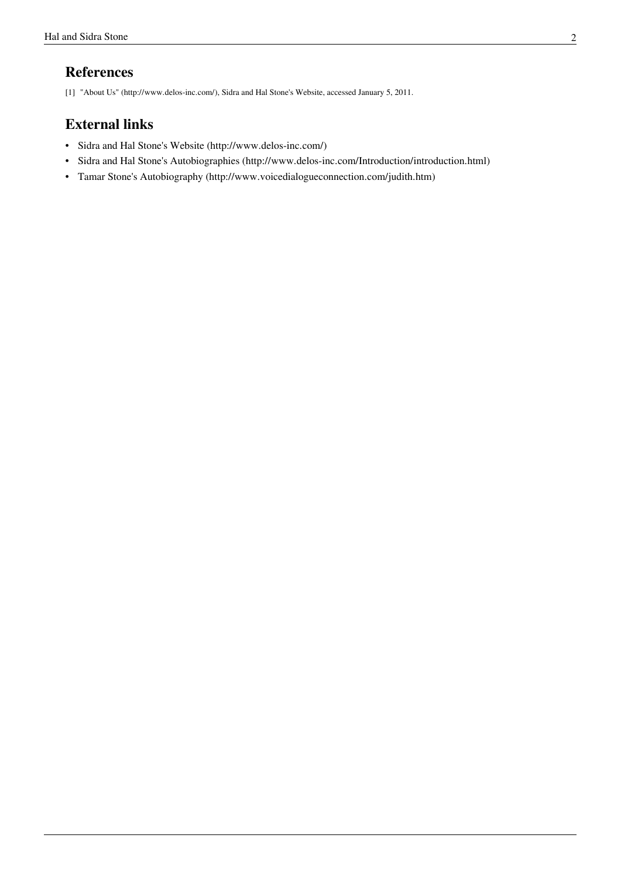## References

[1] "About Us" (http://www.delos-inc.com/), Sidra and Hal Stone's Website, accessed January 5, 2011.

## External links

- Sidra and Hal Stone's Website (http://www.delos-inc.com/)
- Sidra and Hal Stone's Autobiographies (http://www.delos-inc.com/Introduction/introduction.html)
- Tamar Stone's Autobiography (http://www.voicedialogueconnection.com/judith.htm)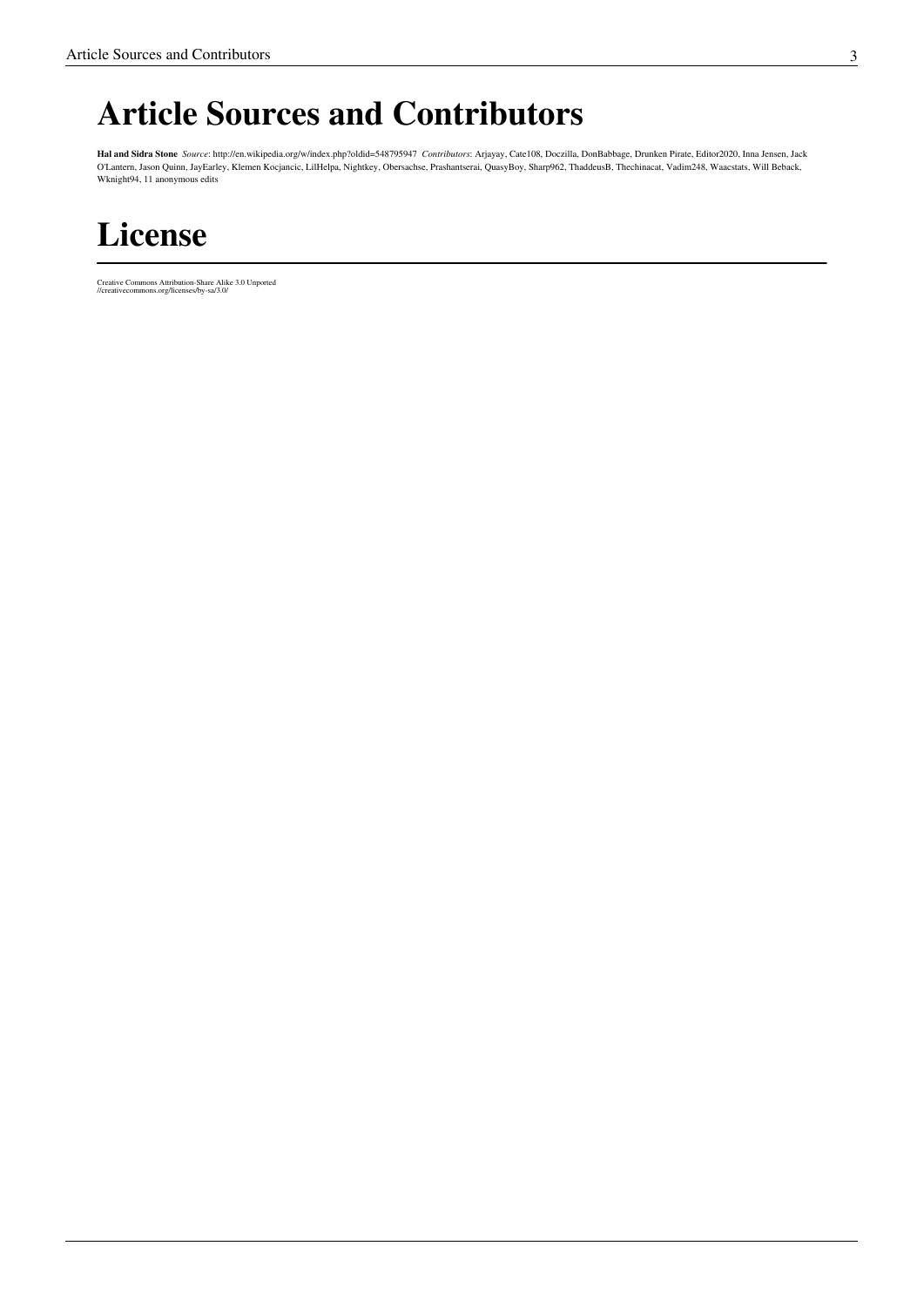# Article Sources and Contributors

**Hal and Sidra Stone** *Source*: http://en.wikipedia.org/w/index.php?oldid=548795947 *Contributors*: Arjayay, Cate108, Doczilla, DonBabbage, Drunken Pirate, Editor2020, Inna Jensen, Jack O'Lantern, Jason Quinn, JayEarley, Klemen Kocjancic, LilHelpa, Nightkey, Obersachse, Prashantserai, QuasyBoy, Sharp962, ThaddeusB, Thechinacat, Vadim248, Waacstats, Will Beback, Wknight94, 11 anonymous edits

# License

Creative Commons Attribution-Share Alike 3.0 Unported
//creativecommons.org/licenses/by-sa/3.0/